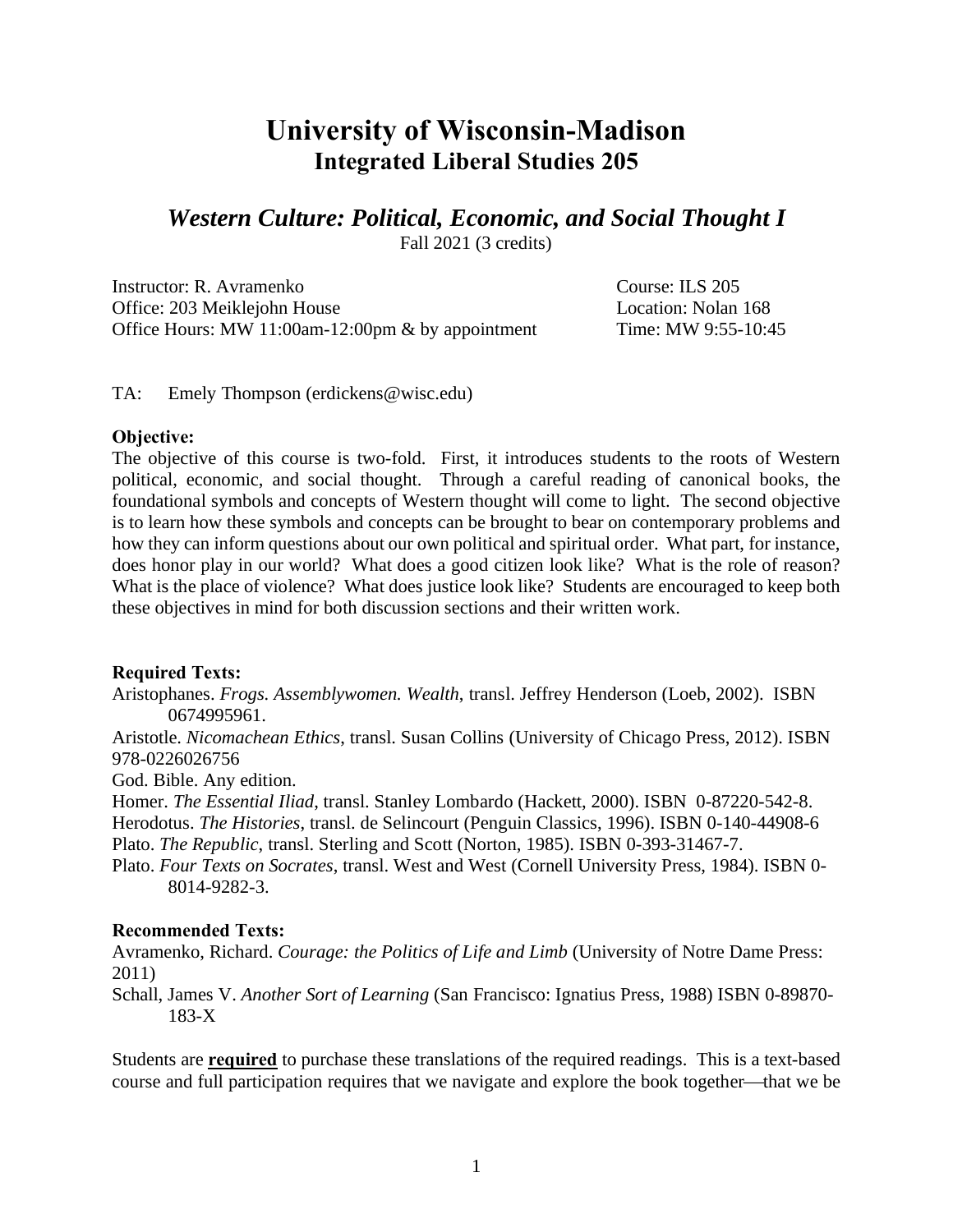# University of Wisconsin-Madison
## Integrated Liberal Studies 205

### *Western Culture: Political, Economic, and Social Thought I*

Fall 2021 (3 credits)

Instructor: R. Avramenko
Office: 203 Meiklejohn House
Office Hours: MW 11:00am-12:00pm & by appointment

Course: ILS 205
Location: Nolan 168
Time: MW 9:55-10:45

TA: Emely Thompson (erdickens@wisc.edu)

**Objective:**

The objective of this course is two-fold. First, it introduces students to the roots of Western political, economic, and social thought. Through a careful reading of canonical books, the foundational symbols and concepts of Western thought will come to light. The second objective is to learn how these symbols and concepts can be brought to bear on contemporary problems and how they can inform questions about our own political and spiritual order. What part, for instance, does honor play in our world? What does a good citizen look like? What is the role of reason? What is the place of violence? What does justice look like? Students are encouraged to keep both these objectives in mind for both discussion sections and their written work.

**Required Texts:**

Aristophanes. *Frogs. Assemblywomen. Wealth*, transl. Jeffrey Henderson (Loeb, 2002). ISBN 0674995961.

Aristotle. *Nicomachean Ethics*, transl. Susan Collins (University of Chicago Press, 2012). ISBN 978-0226026756

God. Bible. Any edition.

Homer. *The Essential Iliad*, transl. Stanley Lombardo (Hackett, 2000). ISBN 0-87220-542-8.

Herodotus. *The Histories*, transl. de Selincourt (Penguin Classics, 1996). ISBN 0-140-44908-6

Plato. *The Republic*, transl. Sterling and Scott (Norton, 1985). ISBN 0-393-31467-7.

Plato. *Four Texts on Socrates*, transl. West and West (Cornell University Press, 1984). ISBN 0-8014-9282-3.

**Recommended Texts:**

Avramenko, Richard. *Courage: the Politics of Life and Limb* (University of Notre Dame Press: 2011)

Schall, James V. *Another Sort of Learning* (San Francisco: Ignatius Press, 1988) ISBN 0-89870-183-X

Students are **required** to purchase these translations of the required readings. This is a text-based course and full participation requires that we navigate and explore the book together—that we be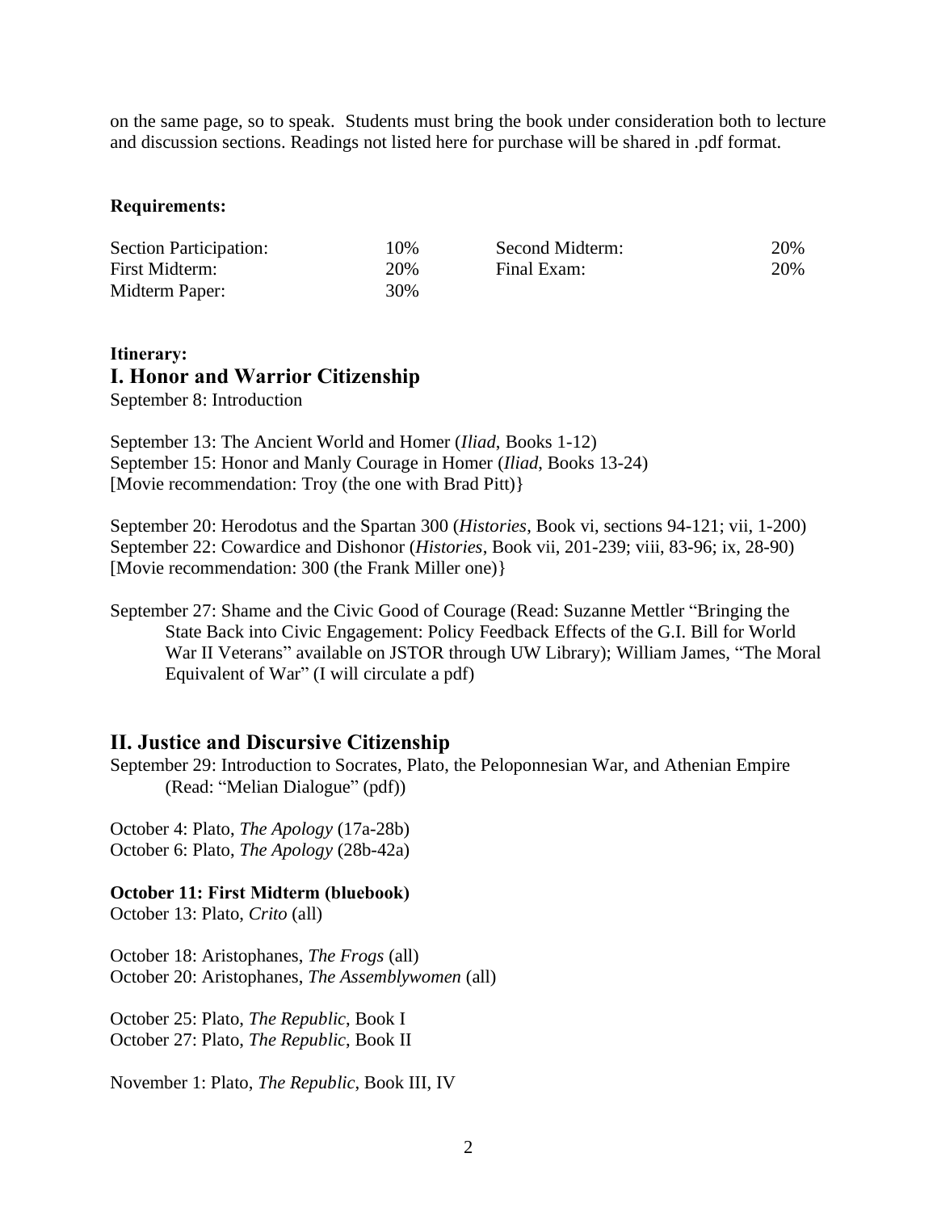on the same page, so to speak. Students must bring the book under consideration both to lecture and discussion sections. Readings not listed here for purchase will be shared in .pdf format.

**Requirements:**

| | | | |
|---|---|---|---|
| Section Participation: | 10% | Second Midterm: | 20% |
| First Midterm: | 20% | Final Exam: | 20% |
| Midterm Paper: | 30% | | |

**Itinerary:**

## I. Honor and Warrior Citizenship

September 8: Introduction

September 13: The Ancient World and Homer (*Iliad*, Books 1-12)
September 15: Honor and Manly Courage in Homer (*Iliad*, Books 13-24)
[Movie recommendation: Troy (the one with Brad Pitt)}

September 20: Herodotus and the Spartan 300 (*Histories*, Book vi, sections 94-121; vii, 1-200)
September 22: Cowardice and Dishonor (*Histories*, Book vii, 201-239; viii, 83-96; ix, 28-90)
[Movie recommendation: 300 (the Frank Miller one)}

September 27: Shame and the Civic Good of Courage (Read: Suzanne Mettler "Bringing the State Back into Civic Engagement: Policy Feedback Effects of the G.I. Bill for World War II Veterans" available on JSTOR through UW Library); William James, "The Moral Equivalent of War" (I will circulate a pdf)

## II. Justice and Discursive Citizenship

September 29: Introduction to Socrates, Plato, the Peloponnesian War, and Athenian Empire (Read: "Melian Dialogue" (pdf))

October 4: Plato, *The Apology* (17a-28b)
October 6: Plato, *The Apology* (28b-42a)

**October 11: First Midterm (bluebook)**
October 13: Plato, *Crito* (all)

October 18: Aristophanes, *The Frogs* (all)
October 20: Aristophanes, *The Assemblywomen* (all)

October 25: Plato, *The Republic*, Book I
October 27: Plato, *The Republic*, Book II

November 1: Plato, *The Republic*, Book III, IV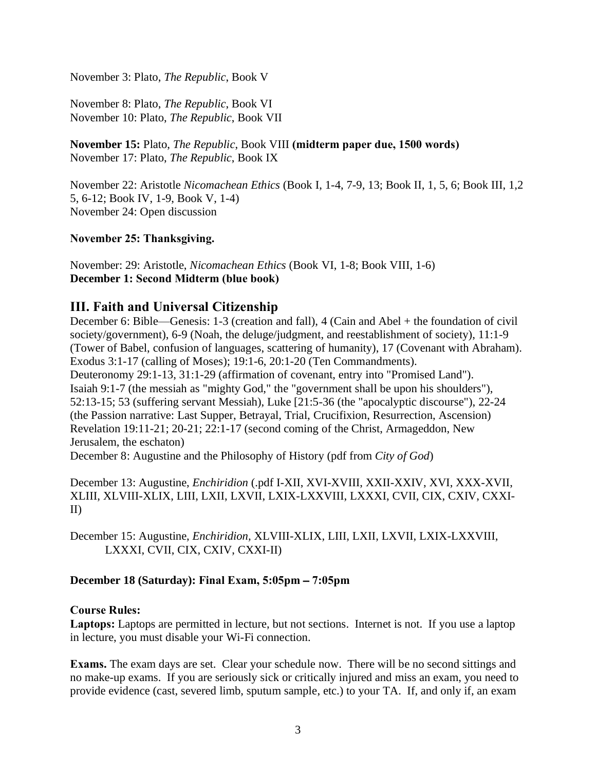November 3: Plato, *The Republic*, Book V

November 8: Plato, *The Republic*, Book VI
November 10: Plato, *The Republic*, Book VII

**November 15:** Plato, *The Republic*, Book VIII **(midterm paper due, 1500 words)**
November 17: Plato, *The Republic*, Book IX

November 22: Aristotle *Nicomachean Ethics* (Book I, 1-4, 7-9, 13; Book II, 1, 5, 6; Book III, 1,2 5, 6-12; Book IV, 1-9, Book V, 1-4)
November 24: Open discussion

**November 25: Thanksgiving.**

November: 29: Aristotle, *Nicomachean Ethics* (Book VI, 1-8; Book VIII, 1-6)
**December 1: Second Midterm (blue book)**

## III. Faith and Universal Citizenship

December 6: Bible—Genesis: 1-3 (creation and fall), 4 (Cain and Abel + the foundation of civil society/government), 6-9 (Noah, the deluge/judgment, and reestablishment of society), 11:1-9 (Tower of Babel, confusion of languages, scattering of humanity), 17 (Covenant with Abraham). Exodus 3:1-17 (calling of Moses); 19:1-6, 20:1-20 (Ten Commandments). Deuteronomy 29:1-13, 31:1-29 (affirmation of covenant, entry into "Promised Land"). Isaiah 9:1-7 (the messiah as "mighty God," the "government shall be upon his shoulders"), 52:13-15; 53 (suffering servant Messiah), Luke [21:5-36 (the "apocalyptic discourse"), 22-24 (the Passion narrative: Last Supper, Betrayal, Trial, Crucifixion, Resurrection, Ascension) Revelation 19:11-21; 20-21; 22:1-17 (second coming of the Christ, Armageddon, New Jerusalem, the eschaton)
December 8: Augustine and the Philosophy of History (pdf from *City of God*)

December 13: Augustine, *Enchiridion* (.pdf I-XII, XVI-XVIII, XXII-XXIV, XVI, XXX-XVII, XLIII, XLVIII-XLIX, LIII, LXII, LXVII, LXIX-LXXVIII, LXXXI, CVII, CIX, CXIV, CXXI-II)

December 15: Augustine, *Enchiridion*, XLVIII-XLIX, LIII, LXII, LXVII, LXIX-LXXVIII, LXXXI, CVII, CIX, CXIV, CXXI-II)

**December 18 (Saturday): Final Exam, 5:05pm – 7:05pm**

**Course Rules:**

**Laptops:** Laptops are permitted in lecture, but not sections. Internet is not. If you use a laptop in lecture, you must disable your Wi-Fi connection.

**Exams.** The exam days are set. Clear your schedule now. There will be no second sittings and no make-up exams. If you are seriously sick or critically injured and miss an exam, you need to provide evidence (cast, severed limb, sputum sample, etc.) to your TA. If, and only if, an exam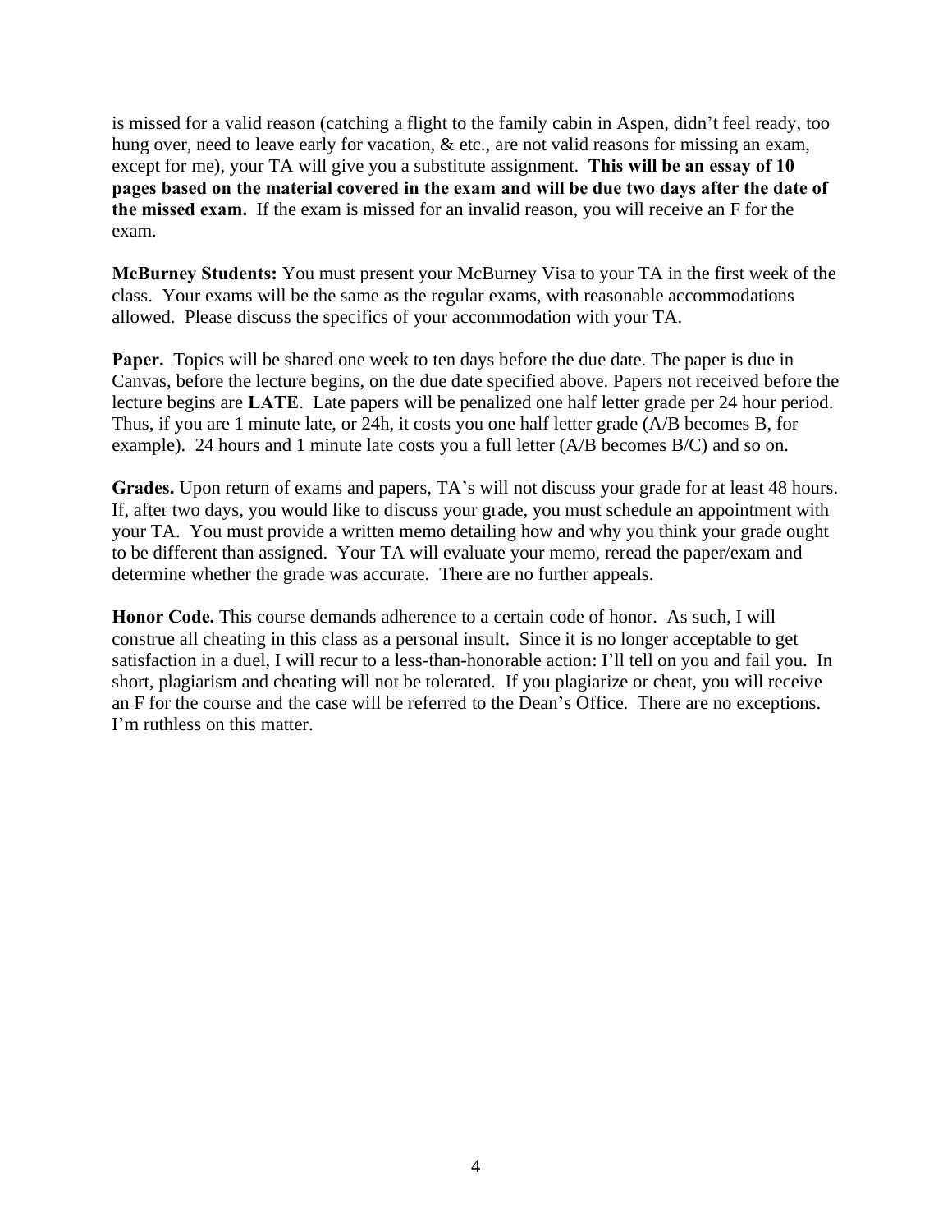is missed for a valid reason (catching a flight to the family cabin in Aspen, didn't feel ready, too hung over, need to leave early for vacation, & etc., are not valid reasons for missing an exam, except for me), your TA will give you a substitute assignment. **This will be an essay of 10 pages based on the material covered in the exam and will be due two days after the date of the missed exam.** If the exam is missed for an invalid reason, you will receive an F for the exam.

**McBurney Students:** You must present your McBurney Visa to your TA in the first week of the class. Your exams will be the same as the regular exams, with reasonable accommodations allowed. Please discuss the specifics of your accommodation with your TA.

**Paper.** Topics will be shared one week to ten days before the due date. The paper is due in Canvas, before the lecture begins, on the due date specified above. Papers not received before the lecture begins are **LATE**. Late papers will be penalized one half letter grade per 24 hour period. Thus, if you are 1 minute late, or 24h, it costs you one half letter grade (A/B becomes B, for example). 24 hours and 1 minute late costs you a full letter (A/B becomes B/C) and so on.

**Grades.** Upon return of exams and papers, TA's will not discuss your grade for at least 48 hours. If, after two days, you would like to discuss your grade, you must schedule an appointment with your TA. You must provide a written memo detailing how and why you think your grade ought to be different than assigned. Your TA will evaluate your memo, reread the paper/exam and determine whether the grade was accurate. There are no further appeals.

**Honor Code.** This course demands adherence to a certain code of honor. As such, I will construe all cheating in this class as a personal insult. Since it is no longer acceptable to get satisfaction in a duel, I will recur to a less-than-honorable action: I'll tell on you and fail you. In short, plagiarism and cheating will not be tolerated. If you plagiarize or cheat, you will receive an F for the course and the case will be referred to the Dean's Office. There are no exceptions. I'm ruthless on this matter.